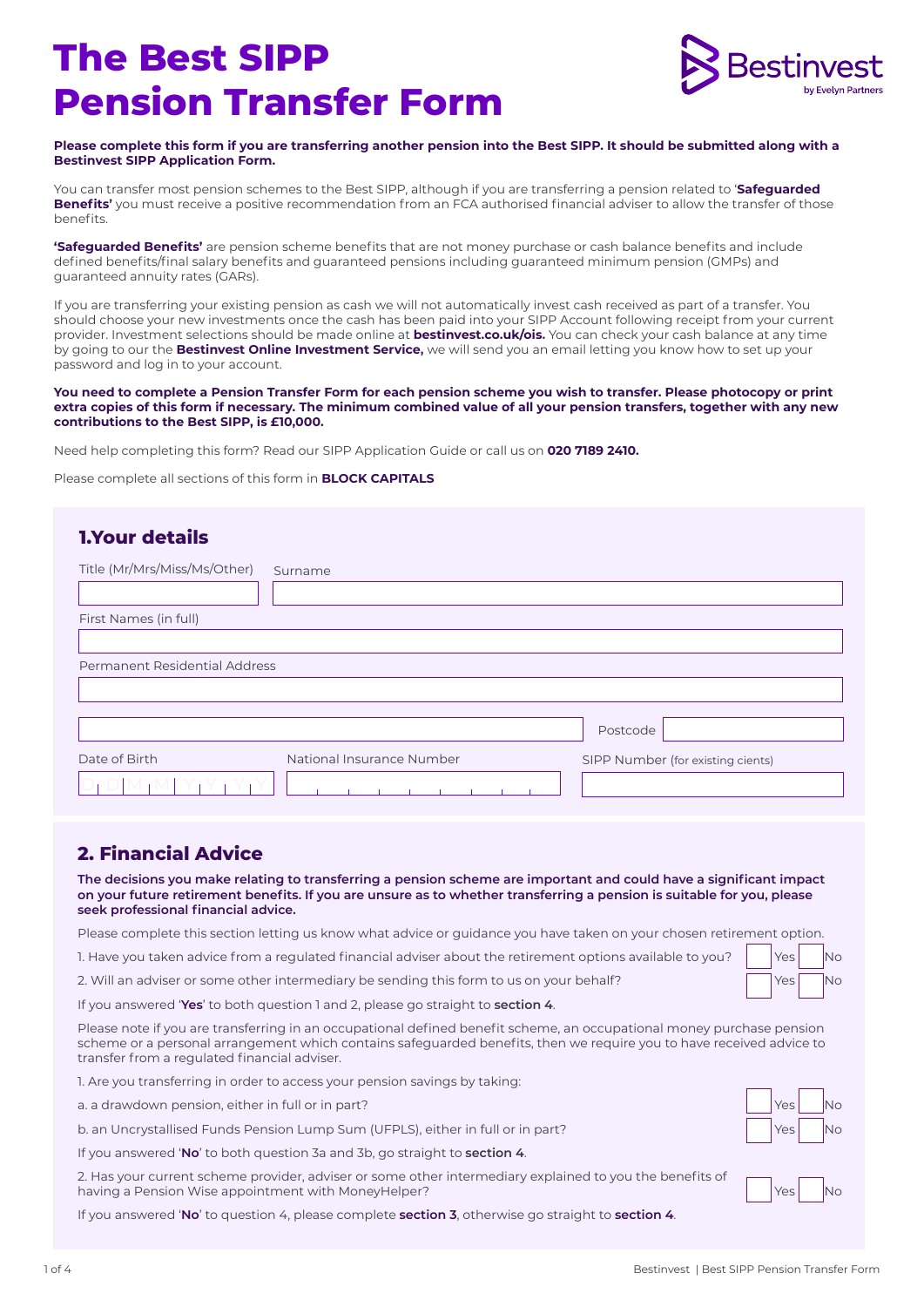# The Best SIPP Pension Transfer Form

Bestinvest by Evelyn Partners

**Please complete this form if you are transferring another pension into the Best SIPP. It should be submitted along with a Bestinvest SIPP Application Form.**

You can transfer most pension schemes to the Best SIPP, although if you are transferring a pension related to '**Safeguarded Benefits'** you must receive a positive recommendation from an FCA authorised financial adviser to allow the transfer of those benefits.

**'Safeguarded Benefits'** are pension scheme benefits that are not money purchase or cash balance benefits and include defined benefits/final salary benefits and guaranteed pensions including guaranteed minimum pension (GMPs) and guaranteed annuity rates (GARs).

If you are transferring your existing pension as cash we will not automatically invest cash received as part of a transfer. You should choose your new investments once the cash has been paid into your SIPP Account following receipt from your current provider. Investment selections should be made online at **bestinvest.co.uk/ois.** You can check your cash balance at any time by going to our the **Bestinvest Online Investment Service,** we will send you an email letting you know how to set up your password and log in to your account.

**You need to complete a Pension Transfer Form for each pension scheme you wish to transfer. Please photocopy or print extra copies of this form if necessary. The minimum combined value of all your pension transfers, together with any new contributions to the Best SIPP, is £10,000.**

Need help completing this form? Read our SIPP Application Guide or call us on **020 7189 2410.**

Please complete all sections of this form in **BLOCK CAPITALS**

## 1.Your details

Title (Mr/Mrs/Miss/Ms/Other) ____ Surname ____

First Names (in full) ____

Permanent Residential Address ____

____ Postcode ____

Date of Birth D D M M Y Y Y Y

National Insurance Number ____

SIPP Number (for existing cients) ____

## 2. Financial Advice

**The decisions you make relating to transferring a pension scheme are important and could have a significant impact on your future retirement benefits. If you are unsure as to whether transferring a pension is suitable for you, please seek professional financial advice.**

Please complete this section letting us know what advice or guidance you have taken on your chosen retirement option.

1. Have you taken advice from a regulated financial adviser about the retirement options available to you? ☐ Yes ☐ No
2. Will an adviser or some other intermediary be sending this form to us on your behalf? ☐ Yes ☐ No

If you answered '**Yes**' to both question 1 and 2, please go straight to **section 4**.

Please note if you are transferring in an occupational defined benefit scheme, an occupational money purchase pension scheme or a personal arrangement which contains safeguarded benefits, then we require you to have received advice to transfer from a regulated financial adviser.

1. Are you transferring in order to access your pension savings by taking:

a. a drawdown pension, either in full or in part? ☐ Yes ☐ No

b. an Uncrystallised Funds Pension Lump Sum (UFPLS), either in full or in part? ☐ Yes ☐ No

If you answered '**No**' to both question 3a and 3b, go straight to **section 4**.

2. Has your current scheme provider, adviser or some other intermediary explained to you the benefits of having a Pension Wise appointment with MoneyHelper? ☐ Yes ☐ No

If you answered '**No**' to question 4, please complete **section 3**, otherwise go straight to **section 4**.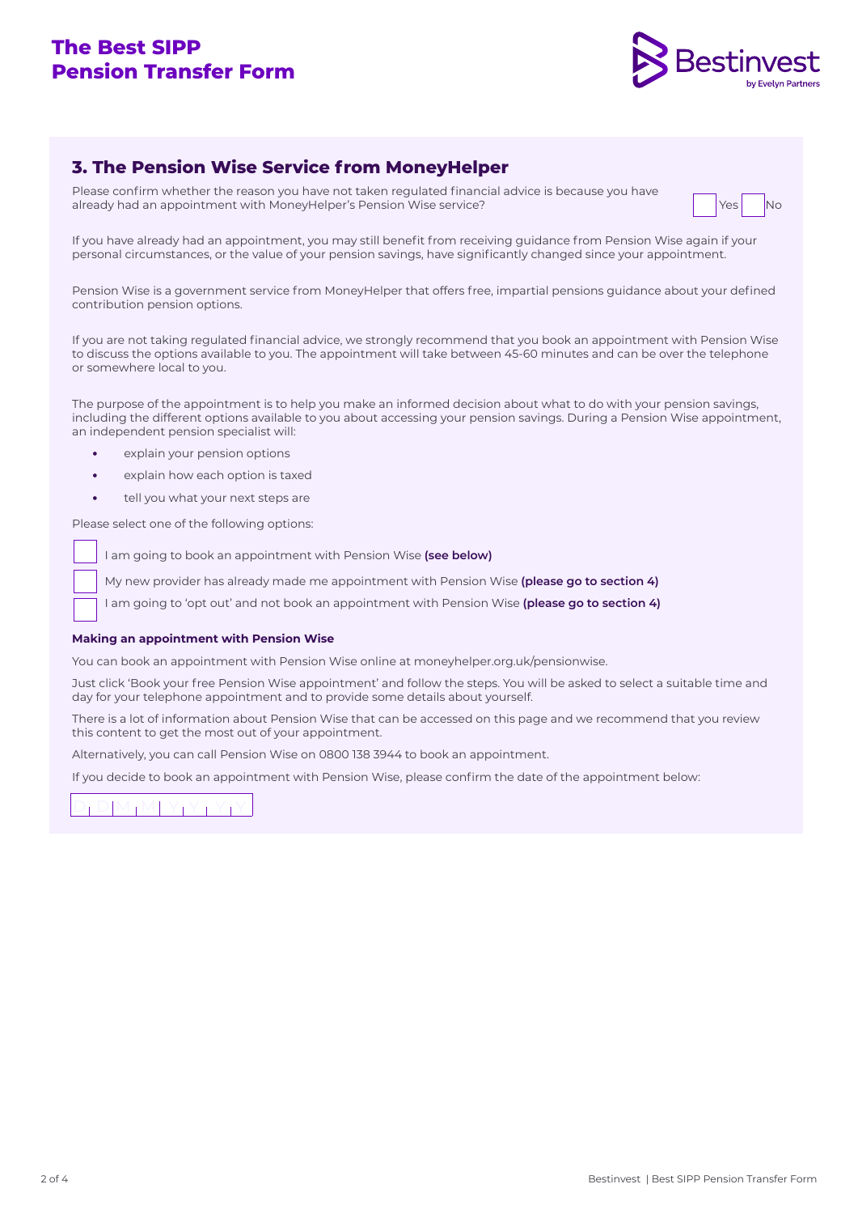## 3. The Pension Wise Service from MoneyHelper

Please confirm whether the reason you have not taken regulated financial advice is because you have already had an appointment with MoneyHelper's Pension Wise service? ☐ Yes ☐ No

If you have already had an appointment, you may still benefit from receiving guidance from Pension Wise again if your personal circumstances, or the value of your pension savings, have significantly changed since your appointment.

Pension Wise is a government service from MoneyHelper that offers free, impartial pensions guidance about your defined contribution pension options.

If you are not taking regulated financial advice, we strongly recommend that you book an appointment with Pension Wise to discuss the options available to you. The appointment will take between 45-60 minutes and can be over the telephone or somewhere local to you.

The purpose of the appointment is to help you make an informed decision about what to do with your pension savings, including the different options available to you about accessing your pension savings. During a Pension Wise appointment, an independent pension specialist will:

- explain your pension options
- explain how each option is taxed
- tell you what your next steps are

Please select one of the following options:

☐ I am going to book an appointment with Pension Wise **(see below)**

☐ My new provider has already made me appointment with Pension Wise **(please go to section 4)**

☐ I am going to 'opt out' and not book an appointment with Pension Wise **(please go to section 4)**

**Making an appointment with Pension Wise**

You can book an appointment with Pension Wise online at moneyhelper.org.uk/pensionwise.

Just click 'Book your free Pension Wise appointment' and follow the steps. You will be asked to select a suitable time and day for your telephone appointment and to provide some details about yourself.

There is a lot of information about Pension Wise that can be accessed on this page and we recommend that you review this content to get the most out of your appointment.

Alternatively, you can call Pension Wise on 0800 138 3944 to book an appointment.

If you decide to book an appointment with Pension Wise, please confirm the date of the appointment below:

D D M M Y Y Y Y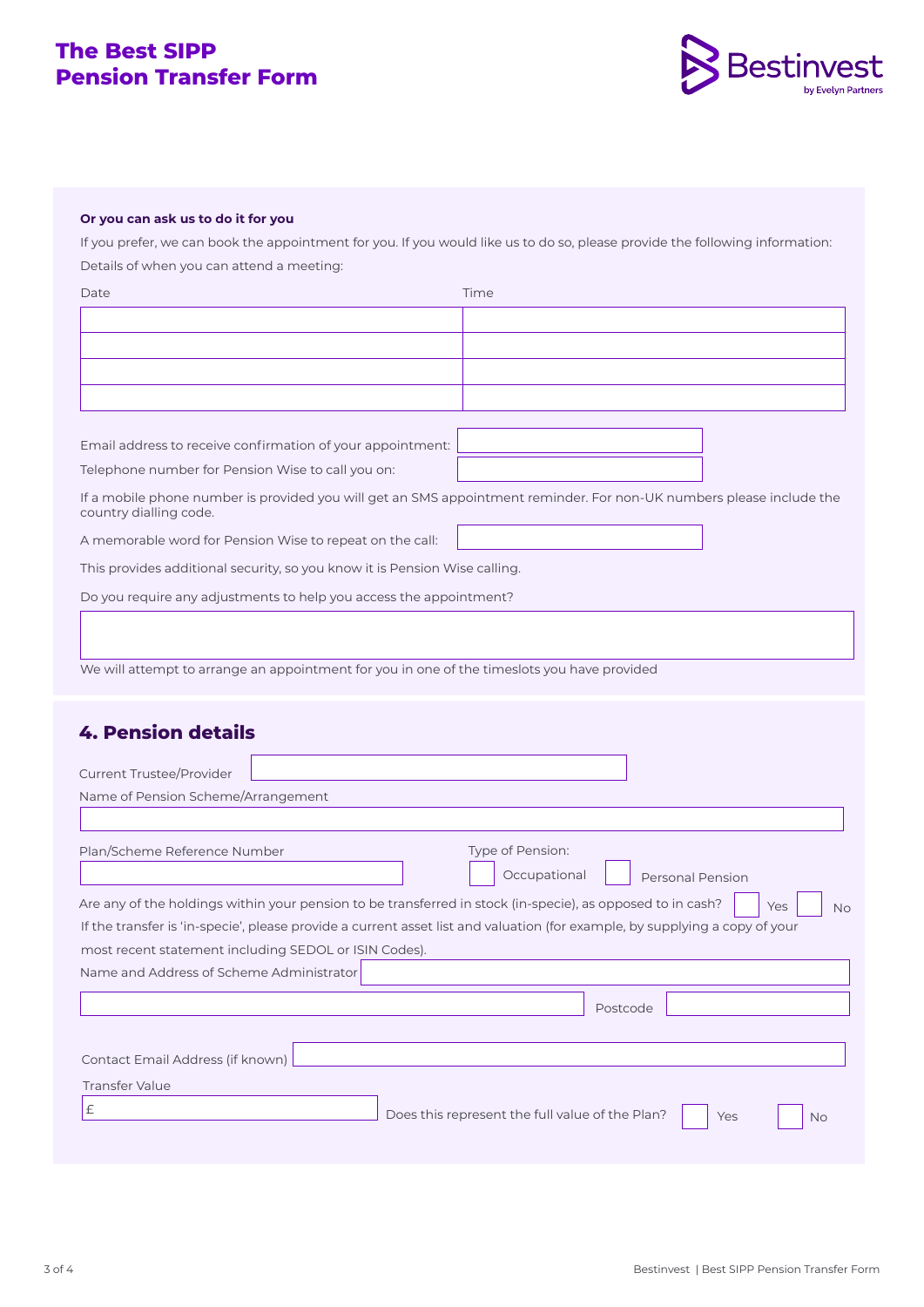# The Best SIPP Pension Transfer Form

**Or you can ask us to do it for you**

If you prefer, we can book the appointment for you. If you would like us to do so, please provide the following information:

Details of when you can attend a meeting:

| Date | Time |
|---|---|
| | |
| | |
| | |
| | |

Email address to receive confirmation of your appointment:

Telephone number for Pension Wise to call you on:

If a mobile phone number is provided you will get an SMS appointment reminder. For non-UK numbers please include the country dialling code.

A memorable word for Pension Wise to repeat on the call:

This provides additional security, so you know it is Pension Wise calling.

Do you require any adjustments to help you access the appointment?

We will attempt to arrange an appointment for you in one of the timeslots you have provided

## 4. Pension details

Current Trustee/Provider

Name of Pension Scheme/Arrangement

Plan/Scheme Reference Number

Type of Pension: ☐ Occupational ☐ Personal Pension

Are any of the holdings within your pension to be transferred in stock (in-specie), as opposed to in cash? ☐ Yes ☐ No

If the transfer is 'in-specie', please provide a current asset list and valuation (for example, by supplying a copy of your most recent statement including SEDOL or ISIN Codes).

Name and Address of Scheme Administrator

Postcode

Contact Email Address (if known)

Transfer Value

£

Does this represent the full value of the Plan? ☐ Yes ☐ No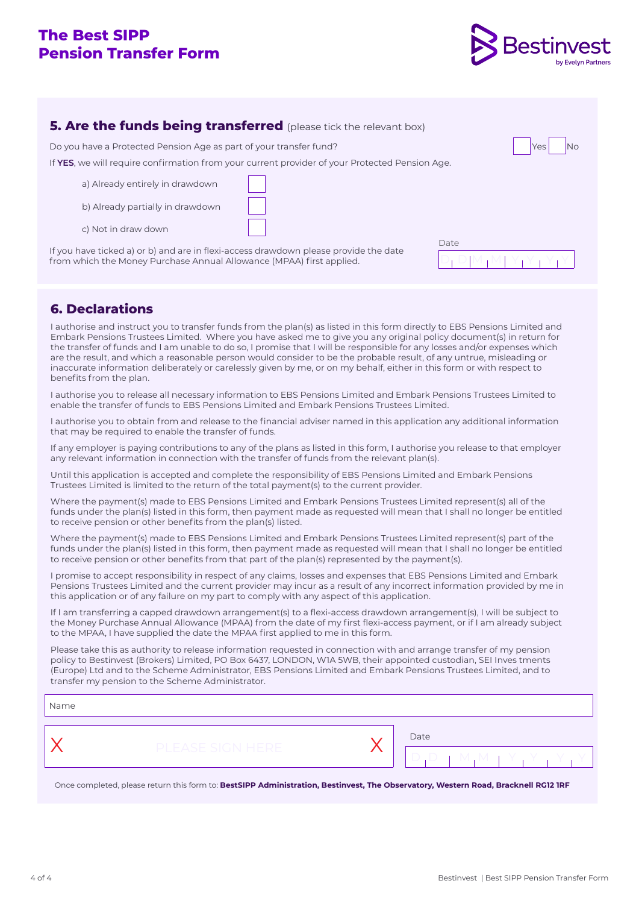# The Best SIPP Pension Transfer Form

## 5. Are the funds being transferred (please tick the relevant box)

Do you have a Protected Pension Age as part of your transfer fund? ☐ Yes ☐ No

If **YES**, we will require confirmation from your current provider of your Protected Pension Age.

a) Already entirely in drawdown ☐

b) Already partially in drawdown ☐

c) Not in draw down ☐

If you have ticked a) or b) and are in flexi-access drawdown please provide the date from which the Money Purchase Annual Allowance (MPAA) first applied.

Date: D D M M Y Y Y Y

## 6. Declarations

I authorise and instruct you to transfer funds from the plan(s) as listed in this form directly to EBS Pensions Limited and Embark Pensions Trustees Limited. Where you have asked me to give you any original policy document(s) in return for the transfer of funds and I am unable to do so, I promise that I will be responsible for any losses and/or expenses which are the result, and which a reasonable person would consider to be the probable result, of any untrue, misleading or inaccurate information deliberately or carelessly given by me, or on my behalf, either in this form or with respect to benefits from the plan.

I authorise you to release all necessary information to EBS Pensions Limited and Embark Pensions Trustees Limited to enable the transfer of funds to EBS Pensions Limited and Embark Pensions Trustees Limited.

I authorise you to obtain from and release to the financial adviser named in this application any additional information that may be required to enable the transfer of funds.

If any employer is paying contributions to any of the plans as listed in this form, I authorise you release to that employer any relevant information in connection with the transfer of funds from the relevant plan(s).

Until this application is accepted and complete the responsibility of EBS Pensions Limited and Embark Pensions Trustees Limited is limited to the return of the total payment(s) to the current provider.

Where the payment(s) made to EBS Pensions Limited and Embark Pensions Trustees Limited represent(s) all of the funds under the plan(s) listed in this form, then payment made as requested will mean that I shall no longer be entitled to receive pension or other benefits from the plan(s) listed.

Where the payment(s) made to EBS Pensions Limited and Embark Pensions Trustees Limited represent(s) part of the funds under the plan(s) listed in this form, then payment made as requested will mean that I shall no longer be entitled to receive pension or other benefits from that part of the plan(s) represented by the payment(s).

I promise to accept responsibility in respect of any claims, losses and expenses that EBS Pensions Limited and Embark Pensions Trustees Limited and the current provider may incur as a result of any incorrect information provided by me in this application or of any failure on my part to comply with any aspect of this application.

If I am transferring a capped drawdown arrangement(s) to a flexi-access drawdown arrangement(s), I will be subject to the Money Purchase Annual Allowance (MPAA) from the date of my first flexi-access payment, or if I am already subject to the MPAA, I have supplied the date the MPAA first applied to me in this form.

Please take this as authority to release information requested in connection with and arrange transfer of my pension policy to Bestinvest (Brokers) Limited, PO Box 6437, LONDON, W1A 5WB, their appointed custodian, SEI Inves tments (Europe) Ltd and to the Scheme Administrator, EBS Pensions Limited and Embark Pensions Trustees Limited, and to transfer my pension to the Scheme Administrator.

Name

X PLEASE SIGN HERE X

Date: D D M M Y Y Y Y

Once completed, please return this form to: **BestSIPP Administration, Bestinvest, The Observatory, Western Road, Bracknell RG12 1RF**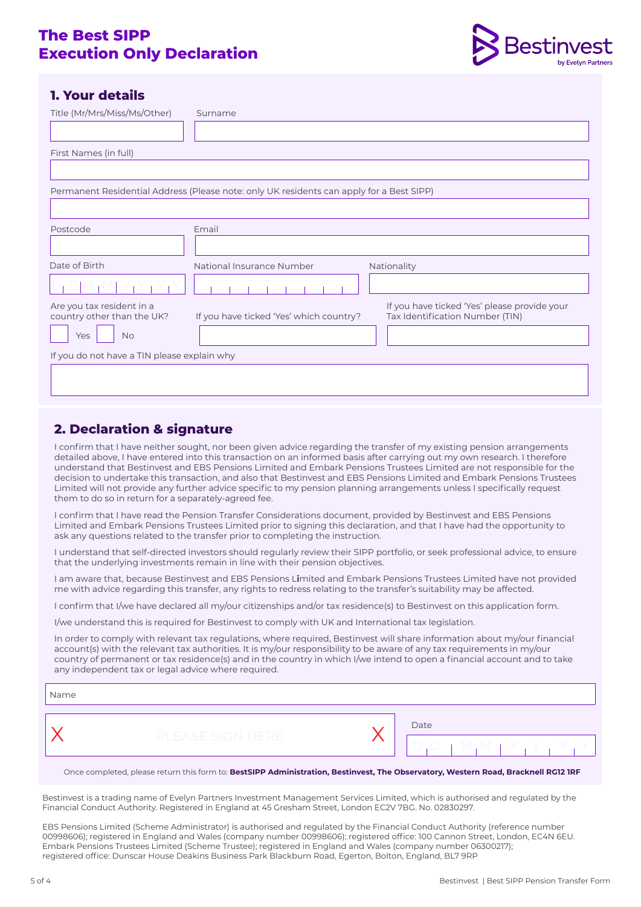# The Best SIPP Execution Only Declaration

Bestinvest by Evelyn Partners

## 1. Your details

Title (Mr/Mrs/Miss/Ms/Other)

Surname

First Names (in full)

Permanent Residential Address (Please note: only UK residents can apply for a Best SIPP)

Postcode

Email

Date of Birth

D D M M Y Y Y Y

National Insurance Number

Nationality

Are you tax resident in a country other than the UK?

Yes No

If you have ticked 'Yes' which country?

If you have ticked 'Yes' please provide your Tax Identification Number (TIN)

If you do not have a TIN please explain why

## 2. Declaration & signature

I confirm that I have neither sought, nor been given advice regarding the transfer of my existing pension arrangements detailed above, I have entered into this transaction on an informed basis after carrying out my own research. I therefore understand that Bestinvest and EBS Pensions Limited and Embark Pensions Trustees Limited are not responsible for the decision to undertake this transaction, and also that Bestinvest and EBS Pensions Limited and Embark Pensions Trustees Limited will not provide any further advice specific to my pension planning arrangements unless I specifically request them to do so in return for a separately-agreed fee.

I confirm that I have read the Pension Transfer Considerations document, provided by Bestinvest and EBS Pensions Limited and Embark Pensions Trustees Limited prior to signing this declaration, and that I have had the opportunity to ask any questions related to the transfer prior to completing the instruction.

I understand that self-directed investors should regularly review their SIPP portfolio, or seek professional advice, to ensure that the underlying investments remain in line with their pension objectives.

I am aware that, because Bestinvest and EBS Pensions Limited and Embark Pensions Trustees Limited have not provided me with advice regarding this transfer, any rights to redress relating to the transfer's suitability may be affected.

I confirm that I/we have declared all my/our citizenships and/or tax residence(s) to Bestinvest on this application form.

I/we understand this is required for Bestinvest to comply with UK and International tax legislation.

In order to comply with relevant tax regulations, where required, Bestinvest will share information about my/our financial account(s) with the relevant tax authorities. It is my/our responsibility to be aware of any tax requirements in my/our country of permanent or tax residence(s) and in the country in which I/we intend to open a financial account and to take any independent tax or legal advice where required.

Name

X PLEASE SIGN HERE X

Date

D D M M Y Y Y Y

Once completed, please return this form to: **BestSIPP Administration, Bestinvest, The Observatory, Western Road, Bracknell RG12 1RF**

Bestinvest is a trading name of Evelyn Partners Investment Management Services Limited, which is authorised and regulated by the Financial Conduct Authority. Registered in England at 45 Gresham Street, London EC2V 7BG. No. 02830297.

EBS Pensions Limited (Scheme Administrator) is authorised and regulated by the Financial Conduct Authority (reference number 00998606); registered in England and Wales (company number 00998606); registered office: 100 Cannon Street, London, EC4N 6EU. Embark Pensions Trustees Limited (Scheme Trustee); registered in England and Wales (company number 06300217); registered office: Dunscar House Deakins Business Park Blackburn Road, Egerton, Bolton, England, BL7 9RP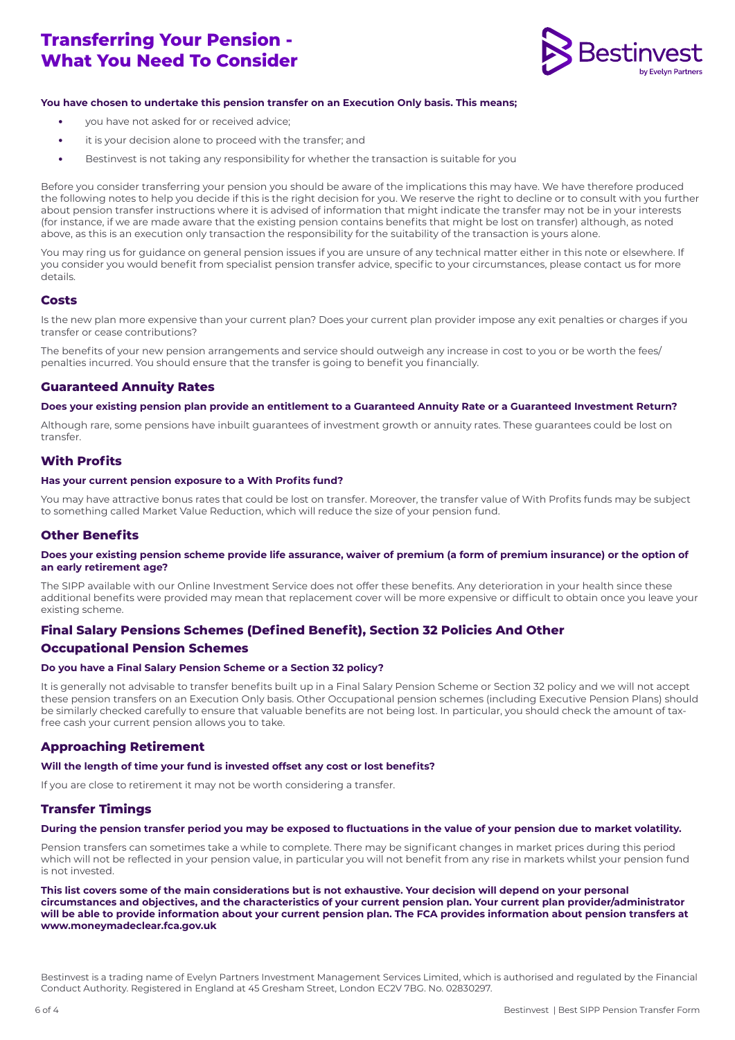# Transferring Your Pension - What You Need To Consider

**You have chosen to undertake this pension transfer on an Execution Only basis. This means;**

- you have not asked for or received advice;
- it is your decision alone to proceed with the transfer; and
- Bestinvest is not taking any responsibility for whether the transaction is suitable for you

Before you consider transferring your pension you should be aware of the implications this may have. We have therefore produced the following notes to help you decide if this is the right decision for you. We reserve the right to decline or to consult with you further about pension transfer instructions where it is advised of information that might indicate the transfer may not be in your interests (for instance, if we are made aware that the existing pension contains benefits that might be lost on transfer) although, as noted above, as this is an execution only transaction the responsibility for the suitability of the transaction is yours alone.

You may ring us for guidance on general pension issues if you are unsure of any technical matter either in this note or elsewhere. If you consider you would benefit from specialist pension transfer advice, specific to your circumstances, please contact us for more details.

## Costs

Is the new plan more expensive than your current plan? Does your current plan provider impose any exit penalties or charges if you transfer or cease contributions?

The benefits of your new pension arrangements and service should outweigh any increase in cost to you or be worth the fees/ penalties incurred. You should ensure that the transfer is going to benefit you financially.

## Guaranteed Annuity Rates

**Does your existing pension plan provide an entitlement to a Guaranteed Annuity Rate or a Guaranteed Investment Return?**

Although rare, some pensions have inbuilt guarantees of investment growth or annuity rates. These guarantees could be lost on transfer.

## With Profits

**Has your current pension exposure to a With Profits fund?**

You may have attractive bonus rates that could be lost on transfer. Moreover, the transfer value of With Profits funds may be subject to something called Market Value Reduction, which will reduce the size of your pension fund.

## Other Benefits

**Does your existing pension scheme provide life assurance, waiver of premium (a form of premium insurance) or the option of an early retirement age?**

The SIPP available with our Online Investment Service does not offer these benefits. Any deterioration in your health since these additional benefits were provided may mean that replacement cover will be more expensive or difficult to obtain once you leave your existing scheme.

## Final Salary Pensions Schemes (Defined Benefit), Section 32 Policies And Other Occupational Pension Schemes

**Do you have a Final Salary Pension Scheme or a Section 32 policy?**

It is generally not advisable to transfer benefits built up in a Final Salary Pension Scheme or Section 32 policy and we will not accept these pension transfers on an Execution Only basis. Other Occupational pension schemes (including Executive Pension Plans) should be similarly checked carefully to ensure that valuable benefits are not being lost. In particular, you should check the amount of tax-free cash your current pension allows you to take.

## Approaching Retirement

**Will the length of time your fund is invested offset any cost or lost benefits?**

If you are close to retirement it may not be worth considering a transfer.

## Transfer Timings

**During the pension transfer period you may be exposed to fluctuations in the value of your pension due to market volatility.**

Pension transfers can sometimes take a while to complete. There may be significant changes in market prices during this period which will not be reflected in your pension value, in particular you will not benefit from any rise in markets whilst your pension fund is not invested.

**This list covers some of the main considerations but is not exhaustive. Your decision will depend on your personal circumstances and objectives, and the characteristics of your current pension plan. Your current plan provider/administrator will be able to provide information about your current pension plan. The FCA provides information about pension transfers at www.moneymadeclear.fca.gov.uk**

Bestinvest is a trading name of Evelyn Partners Investment Management Services Limited, which is authorised and regulated by the Financial Conduct Authority. Registered in England at 45 Gresham Street, London EC2V 7BG. No. 02830297.